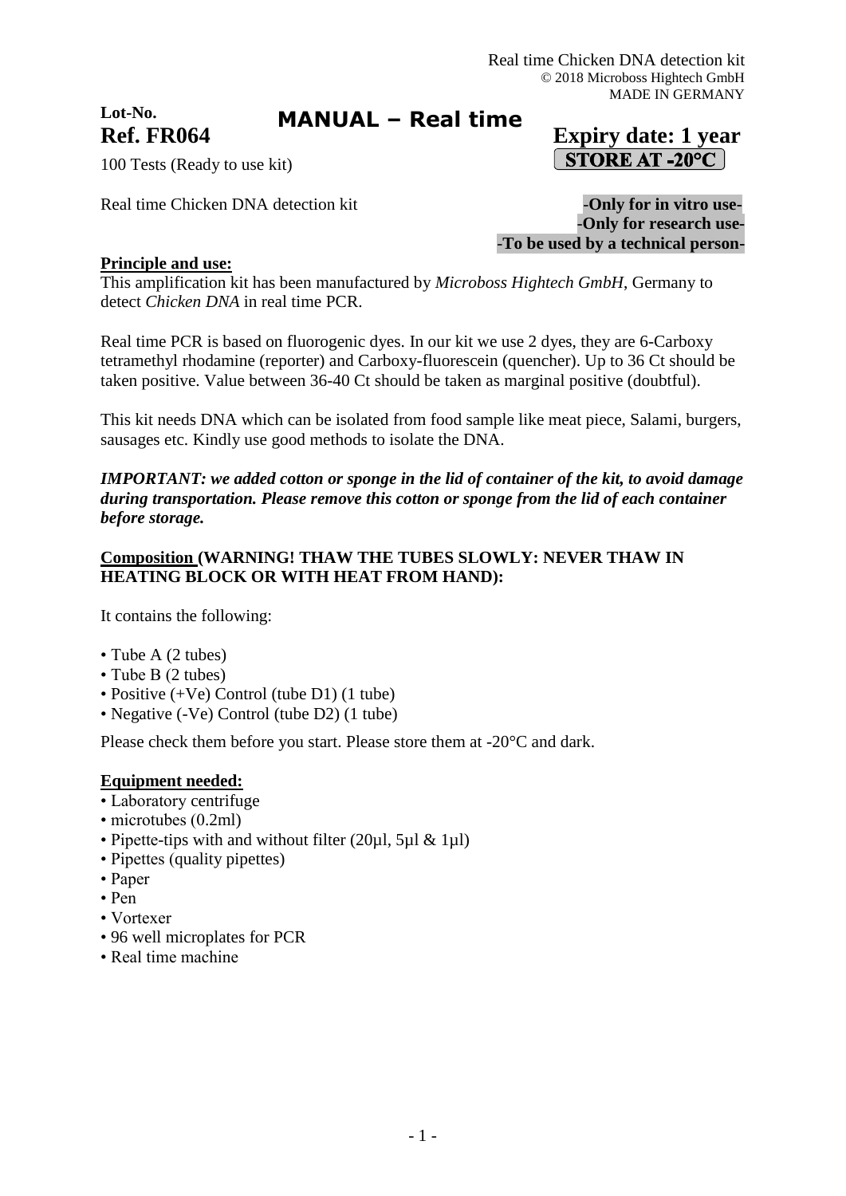Real time Chicken DNA detection kit
© 2018 Microboss Hightech GmbH
MADE IN GERMANY

**Lot-No.**

**Ref. FR064**

# MANUAL – Real time

**Expiry date: 1 year**

**STORE AT -20°C**

100 Tests (Ready to use kit)

Real time Chicken DNA detection kit

**-Only for in vitro use-**
**-Only for research use-**
**-To be used by a technical person-**

**Principle and use:**

This amplification kit has been manufactured by *Microboss Hightech GmbH*, Germany to detect *Chicken DNA* in real time PCR.

Real time PCR is based on fluorogenic dyes. In our kit we use 2 dyes, they are 6-Carboxy tetramethyl rhodamine (reporter) and Carboxy-fluorescein (quencher). Up to 36 Ct should be taken positive. Value between 36-40 Ct should be taken as marginal positive (doubtful).

This kit needs DNA which can be isolated from food sample like meat piece, Salami, burgers, sausages etc. Kindly use good methods to isolate the DNA.

***IMPORTANT: we added cotton or sponge in the lid of container of the kit, to avoid damage during transportation. Please remove this cotton or sponge from the lid of each container before storage.***

**Composition (WARNING! THAW THE TUBES SLOWLY: NEVER THAW IN HEATING BLOCK OR WITH HEAT FROM HAND):**

It contains the following:

- Tube A (2 tubes)
- Tube B (2 tubes)
- Positive (+Ve) Control (tube D1) (1 tube)
- Negative (-Ve) Control (tube D2) (1 tube)

Please check them before you start. Please store them at -20°C and dark.

**Equipment needed:**

- Laboratory centrifuge
- microtubes (0.2ml)
- Pipette-tips with and without filter (20µl, 5µl & 1µl)
- Pipettes (quality pipettes)
- Paper
- Pen
- Vortexer
- 96 well microplates for PCR
- Real time machine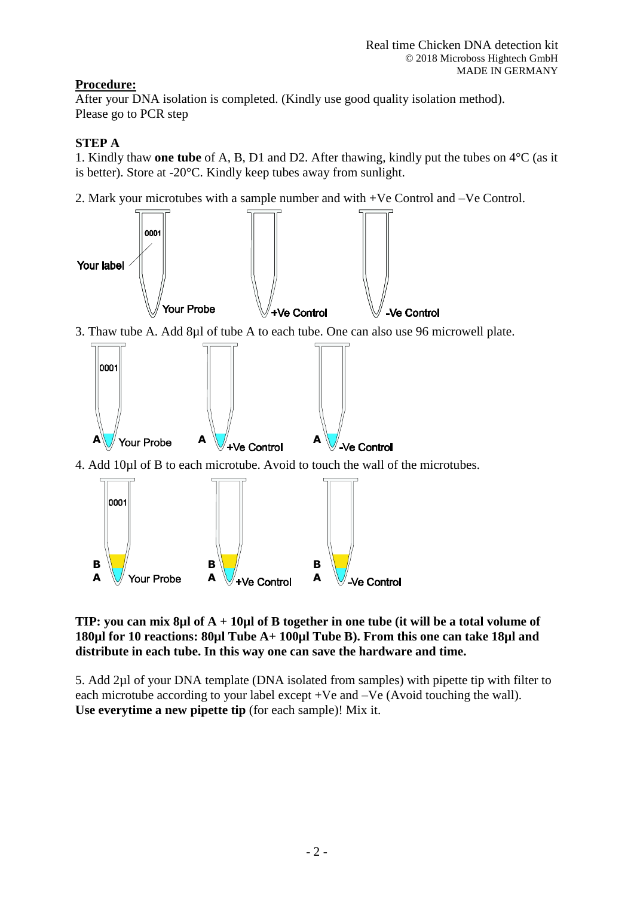**Procedure:**

After your DNA isolation is completed. (Kindly use good quality isolation method).
Please go to PCR step

**STEP A**

1. Kindly thaw **one tube** of A, B, D1 and D2. After thawing, kindly put the tubes on 4°C (as it is better). Store at -20°C. Kindly keep tubes away from sunlight.

2. Mark your microtubes with a sample number and with +Ve Control and –Ve Control.

3. Thaw tube A. Add 8µl of tube A to each tube. One can also use 96 microwell plate.

4. Add 10µl of B to each microtube. Avoid to touch the wall of the microtubes.

**TIP: you can mix 8µl of A + 10µl of B together in one tube (it will be a total volume of 180µl for 10 reactions: 80µl Tube A+ 100µl Tube B). From this one can take 18µl and distribute in each tube. In this way one can save the hardware and time.**

5. Add 2µl of your DNA template (DNA isolated from samples) with pipette tip with filter to each microtube according to your label except +Ve and –Ve (Avoid touching the wall).
**Use everytime a new pipette tip** (for each sample)! Mix it.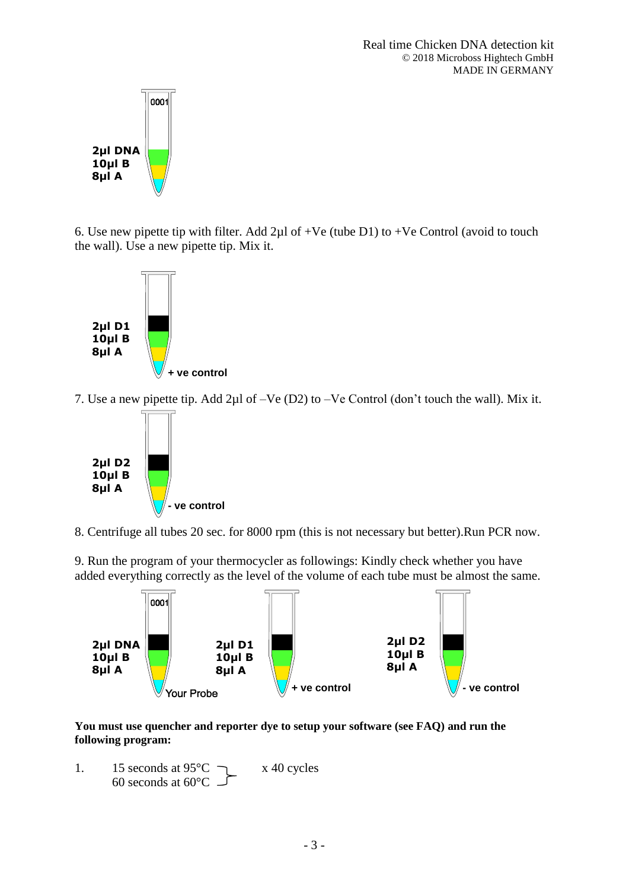2µl DNA
10µl B
8µl A

6. Use new pipette tip with filter. Add 2µl of +Ve (tube D1) to +Ve Control (avoid to touch the wall). Use a new pipette tip. Mix it.

2µl D1
10µl B
8µl A
+ ve control

7. Use a new pipette tip. Add 2µl of –Ve (D2) to –Ve Control (don't touch the wall). Mix it.

2µl D2
10µl B
8µl A
- ve control

8. Centrifuge all tubes 20 sec. for 8000 rpm (this is not necessary but better).Run PCR now.

9. Run the program of your thermocycler as followings: Kindly check whether you have added everything correctly as the level of the volume of each tube must be almost the same.

2µl DNA
10µl B
8µl A
Your Probe

2µl D1
10µl B
8µl A
+ ve control

2µl D2
10µl B
8µl A
- ve control

**You must use quencher and reporter dye to setup your software (see FAQ) and run the following program:**

1. 15 seconds at 95°C
   60 seconds at 60°C } x 40 cycles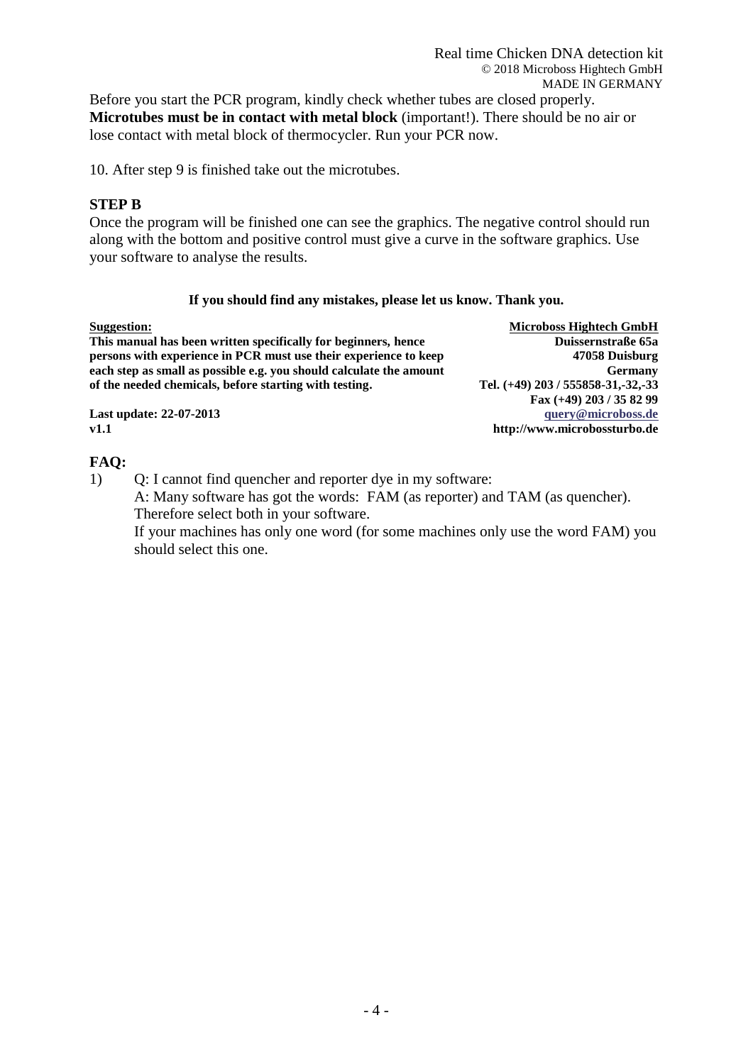Before you start the PCR program, kindly check whether tubes are closed properly. **Microtubes must be in contact with metal block** (important!). There should be no air or lose contact with metal block of thermocycler. Run your PCR now.

10. After step 9 is finished take out the microtubes.

### STEP B

Once the program will be finished one can see the graphics. The negative control should run along with the bottom and positive control must give a curve in the software graphics. Use your software to analyse the results.

**If you should find any mistakes, please let us know. Thank you.**

**Suggestion:**
**This manual has been written specifically for beginners, hence persons with experience in PCR must use their experience to keep each step as small as possible e.g. you should calculate the amount of the needed chemicals, before starting with testing.**

**Last update: 22-07-2013**
**v1.1**

**Microboss Hightech GmbH**
**Duissernstraße 65a**
**47058 Duisburg**
**Germany**
**Tel. (+49) 203 / 555858-31,-32,-33**
**Fax (+49) 203 / 35 82 99**
**query@microboss.de**
**http://www.microbossturbo.de**

### FAQ:

1) Q: I cannot find quencher and reporter dye in my software:
   A: Many software has got the words: FAM (as reporter) and TAM (as quencher). Therefore select both in your software.
   If your machines has only one word (for some machines only use the word FAM) you should select this one.